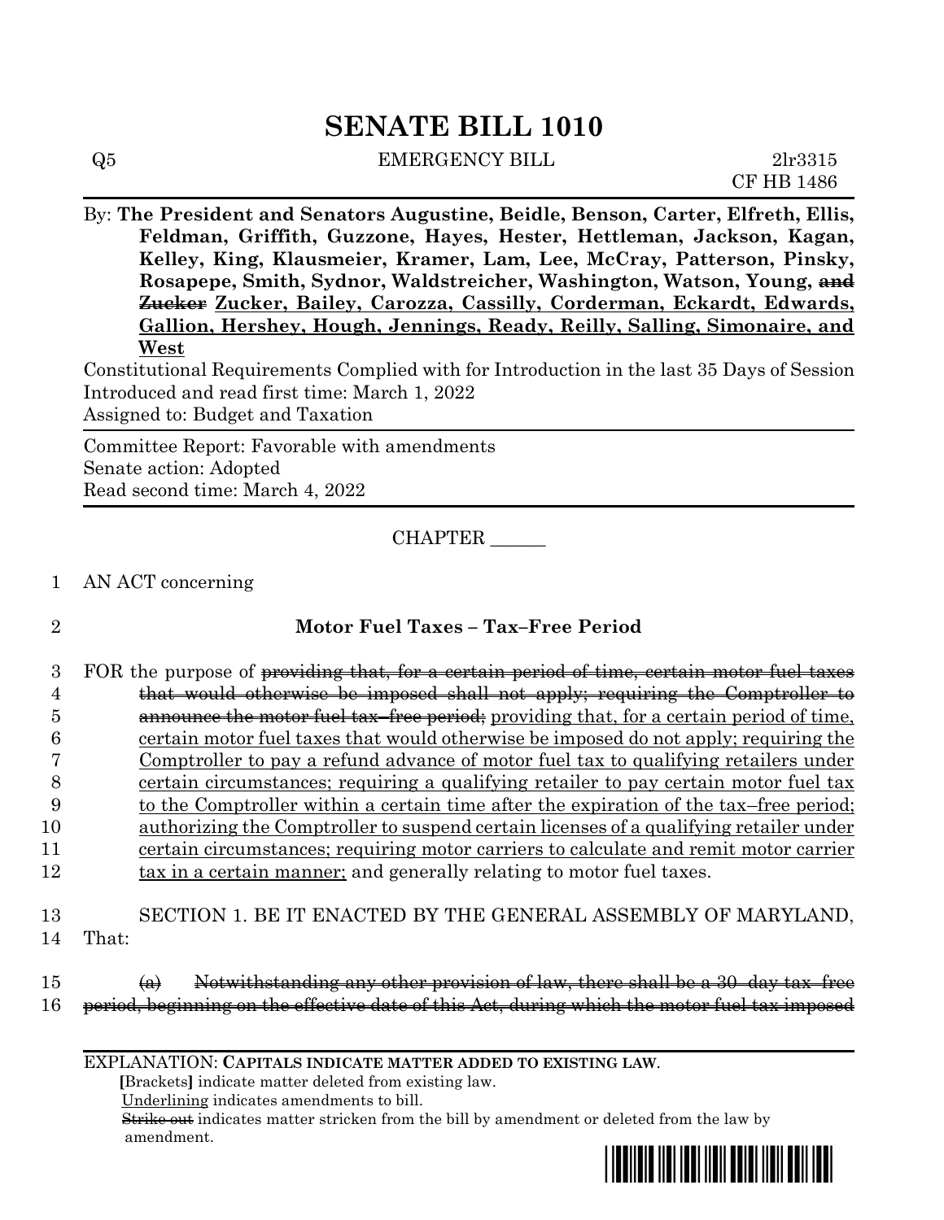# SENATE BILL 1010

Q5 EMERGENCY BILL 2lr3315
CF HB 1486

By: **The President and Senators Augustine, Beidle, Benson, Carter, Elfreth, Ellis, Feldman, Griffith, Guzzone, Hayes, Hester, Hettleman, Jackson, Kagan, Kelley, King, Klausmeier, Kramer, Lam, Lee, McCray, Patterson, Pinsky, Rosapepe, Smith, Sydnor, Waldstreicher, Washington, Watson, Young, ~~and Zucker~~ <u>Zucker, Bailey, Carozza, Cassilly, Corderman, Eckardt, Edwards, Gallion, Hershey, Hough, Jennings, Ready, Reilly, Salling, Simonaire, and West</u>**

Constitutional Requirements Complied with for Introduction in the last 35 Days of Session
Introduced and read first time: March 1, 2022
Assigned to: Budget and Taxation

Committee Report: Favorable with amendments
Senate action: Adopted
Read second time: March 4, 2022

CHAPTER ______

AN ACT concerning

## Motor Fuel Taxes – Tax–Free Period

FOR the purpose of ~~providing that, for a certain period of time, certain motor fuel taxes that would otherwise be imposed shall not apply; requiring the Comptroller to announce the motor fuel tax–free period;~~ <u>providing that, for a certain period of time, certain motor fuel taxes that would otherwise be imposed do not apply; requiring the Comptroller to pay a refund advance of motor fuel tax to qualifying retailers under certain circumstances; requiring a qualifying retailer to pay certain motor fuel tax to the Comptroller within a certain time after the expiration of the tax–free period; authorizing the Comptroller to suspend certain licenses of a qualifying retailer under certain circumstances; requiring motor carriers to calculate and remit motor carrier tax in a certain manner;</u> and generally relating to motor fuel taxes.

SECTION 1. BE IT ENACTED BY THE GENERAL ASSEMBLY OF MARYLAND, That:

~~(a) Notwithstanding any other provision of law, there shall be a 30–day tax–free period, beginning on the effective date of this Act, during which the motor fuel tax imposed~~

EXPLANATION: **CAPITALS INDICATE MATTER ADDED TO EXISTING LAW.**
**[**Brackets**]** indicate matter deleted from existing law.
<u>Underlining</u> indicates amendments to bill.
~~Strike out~~ indicates matter stricken from the bill by amendment or deleted from the law by amendment.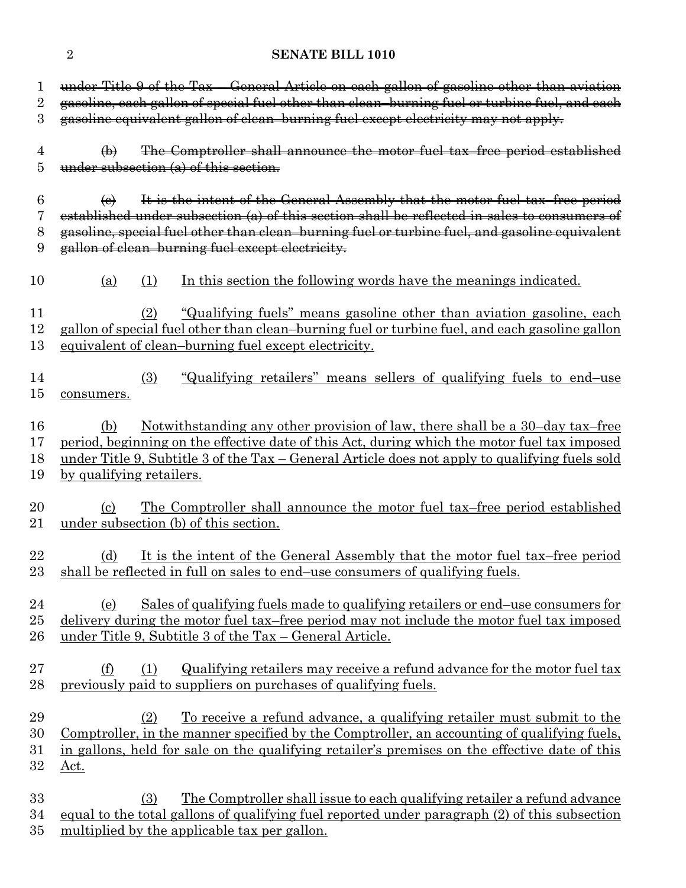~~under Title 9 of the Tax – General Article on each gallon of gasoline other than aviation gasoline, each gallon of special fuel other than clean–burning fuel or turbine fuel, and each gasoline equivalent gallon of clean–burning fuel except electricity may not apply.~~

~~(b) The Comptroller shall announce the motor fuel tax–free period established under subsection (a) of this section.~~

~~(c) It is the intent of the General Assembly that the motor fuel tax–free period established under subsection (a) of this section shall be reflected in sales to consumers of gasoline, special fuel other than clean–burning fuel or turbine fuel, and gasoline equivalent gallon of clean–burning fuel except electricity.~~

<u>(a) (1) In this section the following words have the meanings indicated.</u>

<u>(2) "Qualifying fuels" means gasoline other than aviation gasoline, each gallon of special fuel other than clean–burning fuel or turbine fuel, and each gasoline gallon equivalent of clean–burning fuel except electricity.</u>

<u>(3) "Qualifying retailers" means sellers of qualifying fuels to end–use consumers.</u>

<u>(b) Notwithstanding any other provision of law, there shall be a 30–day tax–free period, beginning on the effective date of this Act, during which the motor fuel tax imposed under Title 9, Subtitle 3 of the Tax – General Article does not apply to qualifying fuels sold by qualifying retailers.</u>

<u>(c) The Comptroller shall announce the motor fuel tax–free period established under subsection (b) of this section.</u>

<u>(d) It is the intent of the General Assembly that the motor fuel tax–free period shall be reflected in full on sales to end–use consumers of qualifying fuels.</u>

<u>(e) Sales of qualifying fuels made to qualifying retailers or end–use consumers for delivery during the motor fuel tax–free period may not include the motor fuel tax imposed under Title 9, Subtitle 3 of the Tax – General Article.</u>

<u>(f) (1) Qualifying retailers may receive a refund advance for the motor fuel tax previously paid to suppliers on purchases of qualifying fuels.</u>

<u>(2) To receive a refund advance, a qualifying retailer must submit to the Comptroller, in the manner specified by the Comptroller, an accounting of qualifying fuels, in gallons, held for sale on the qualifying retailer's premises on the effective date of this Act.</u>

<u>(3) The Comptroller shall issue to each qualifying retailer a refund advance equal to the total gallons of qualifying fuel reported under paragraph (2) of this subsection multiplied by the applicable tax per gallon.</u>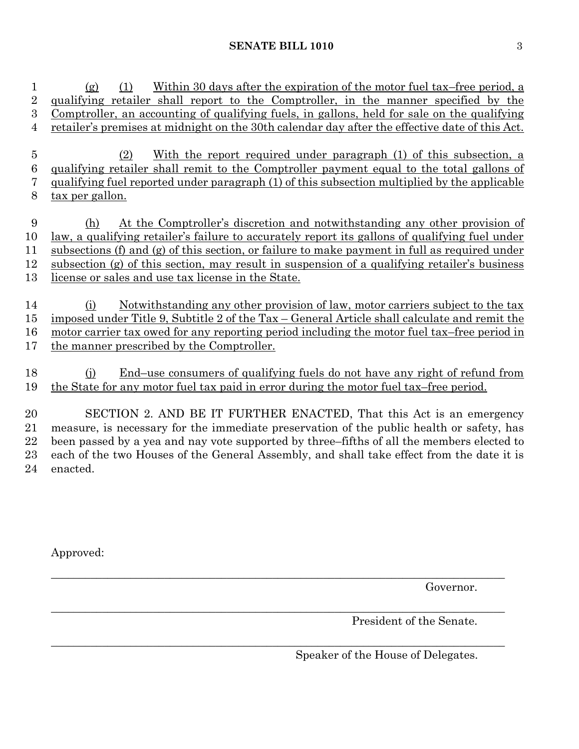(g) (1) Within 30 days after the expiration of the motor fuel tax–free period, a qualifying retailer shall report to the Comptroller, in the manner specified by the Comptroller, an accounting of qualifying fuels, in gallons, held for sale on the qualifying retailer's premises at midnight on the 30th calendar day after the effective date of this Act.

(2) With the report required under paragraph (1) of this subsection, a qualifying retailer shall remit to the Comptroller payment equal to the total gallons of qualifying fuel reported under paragraph (1) of this subsection multiplied by the applicable tax per gallon.

(h) At the Comptroller's discretion and notwithstanding any other provision of law, a qualifying retailer's failure to accurately report its gallons of qualifying fuel under subsections (f) and (g) of this section, or failure to make payment in full as required under subsection (g) of this section, may result in suspension of a qualifying retailer's business license or sales and use tax license in the State.

(i) Notwithstanding any other provision of law, motor carriers subject to the tax imposed under Title 9, Subtitle 2 of the Tax – General Article shall calculate and remit the motor carrier tax owed for any reporting period including the motor fuel tax–free period in the manner prescribed by the Comptroller.

(j) End–use consumers of qualifying fuels do not have any right of refund from the State for any motor fuel tax paid in error during the motor fuel tax–free period.

SECTION 2. AND BE IT FURTHER ENACTED, That this Act is an emergency measure, is necessary for the immediate preservation of the public health or safety, has been passed by a yea and nay vote supported by three–fifths of all the members elected to each of the two Houses of the General Assembly, and shall take effect from the date it is enacted.

Approved:

\_\_\_\_\_\_\_\_\_\_\_\_\_\_\_\_\_\_\_\_\_\_\_\_\_\_\_\_\_\_\_\_\_\_\_\_\_\_\_\_\_\_\_\_\_\_\_\_\_\_\_\_\_\_\_\_\_\_\_\_\_\_\_\_\_\_\_\_\_\_\_\_\_\_\_\_\_\_

Governor.

\_\_\_\_\_\_\_\_\_\_\_\_\_\_\_\_\_\_\_\_\_\_\_\_\_\_\_\_\_\_\_\_\_\_\_\_\_\_\_\_\_\_\_\_\_\_\_\_\_\_\_\_\_\_\_\_\_\_\_\_\_\_\_\_\_\_\_\_\_\_\_\_\_\_\_\_\_\_

President of the Senate.

\_\_\_\_\_\_\_\_\_\_\_\_\_\_\_\_\_\_\_\_\_\_\_\_\_\_\_\_\_\_\_\_\_\_\_\_\_\_\_\_\_\_\_\_\_\_\_\_\_\_\_\_\_\_\_\_\_\_\_\_\_\_\_\_\_\_\_\_\_\_\_\_\_\_\_\_\_\_

Speaker of the House of Delegates.